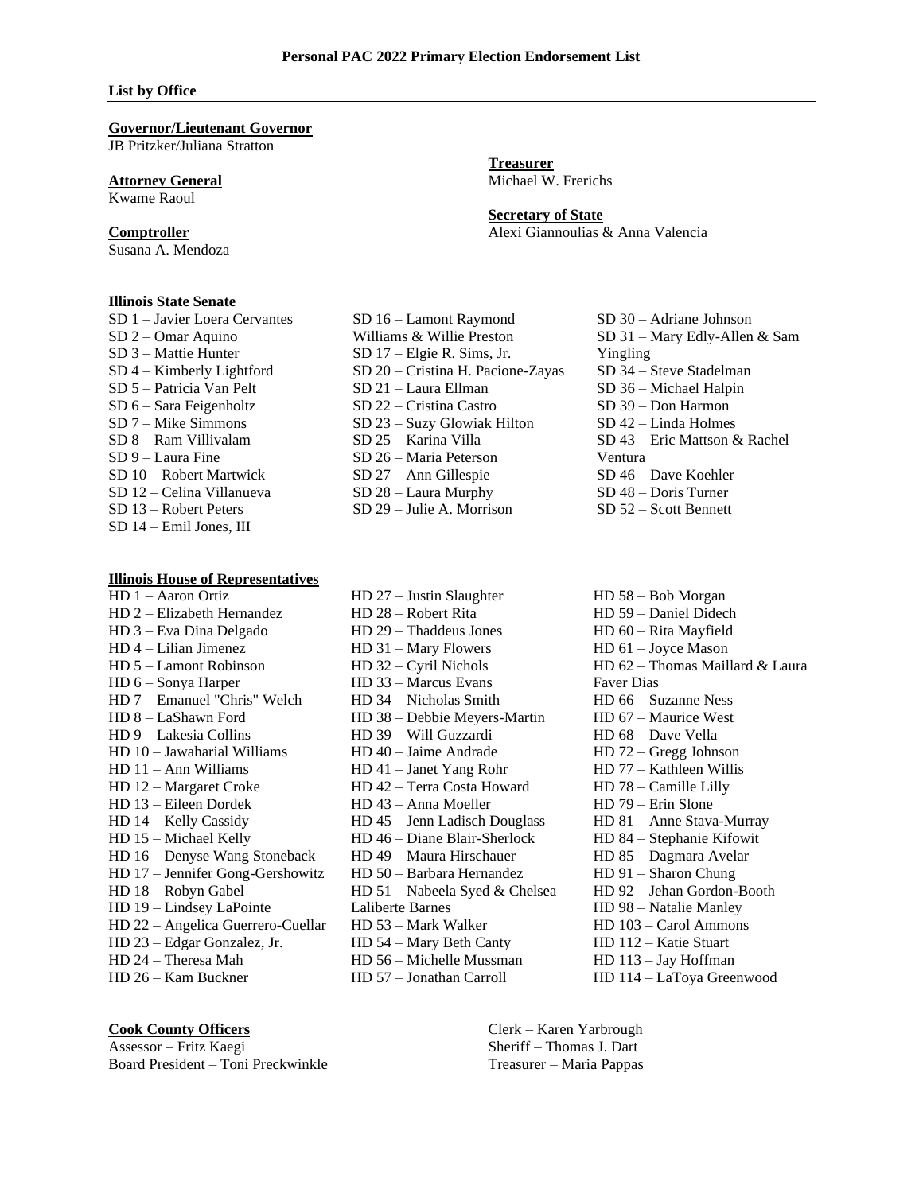# Personal PAC 2022 Primary Election Endorsement List

## List by Office

### Governor/Lieutenant Governor
JB Pritzker/Juliana Stratton

### Attorney General
Kwame Raoul

### Comptroller
Susana A. Mendoza

### Treasurer
Michael W. Frerichs

### Secretary of State
Alexi Giannoulias & Anna Valencia

### Illinois State Senate
- SD 1 – Javier Loera Cervantes
- SD 2 – Omar Aquino
- SD 3 – Mattie Hunter
- SD 4 – Kimberly Lightford
- SD 5 – Patricia Van Pelt
- SD 6 – Sara Feigenholtz
- SD 7 – Mike Simmons
- SD 8 – Ram Villivalam
- SD 9 – Laura Fine
- SD 10 – Robert Martwick
- SD 12 – Celina Villanueva
- SD 13 – Robert Peters
- SD 14 – Emil Jones, III
- SD 16 – Lamont Raymond Williams & Willie Preston
- SD 17 – Elgie R. Sims, Jr.
- SD 20 – Cristina H. Pacione-Zayas
- SD 21 – Laura Ellman
- SD 22 – Cristina Castro
- SD 23 – Suzy Glowiak Hilton
- SD 25 – Karina Villa
- SD 26 – Maria Peterson
- SD 27 – Ann Gillespie
- SD 28 – Laura Murphy
- SD 29 – Julie A. Morrison
- SD 30 – Adriane Johnson
- SD 31 – Mary Edly-Allen & Sam Yingling
- SD 34 – Steve Stadelman
- SD 36 – Michael Halpin
- SD 39 – Don Harmon
- SD 42 – Linda Holmes
- SD 43 – Eric Mattson & Rachel Ventura
- SD 46 – Dave Koehler
- SD 48 – Doris Turner
- SD 52 – Scott Bennett

### Illinois House of Representatives
- HD 1 – Aaron Ortiz
- HD 2 – Elizabeth Hernandez
- HD 3 – Eva Dina Delgado
- HD 4 – Lilian Jimenez
- HD 5 – Lamont Robinson
- HD 6 – Sonya Harper
- HD 7 – Emanuel "Chris" Welch
- HD 8 – LaShawn Ford
- HD 9 – Lakesia Collins
- HD 10 – Jawaharial Williams
- HD 11 – Ann Williams
- HD 12 – Margaret Croke
- HD 13 – Eileen Dordek
- HD 14 – Kelly Cassidy
- HD 15 – Michael Kelly
- HD 16 – Denyse Wang Stoneback
- HD 17 – Jennifer Gong-Gershowitz
- HD 18 – Robyn Gabel
- HD 19 – Lindsey LaPointe
- HD 22 – Angelica Guerrero-Cuellar
- HD 23 – Edgar Gonzalez, Jr.
- HD 24 – Theresa Mah
- HD 26 – Kam Buckner
- HD 27 – Justin Slaughter
- HD 28 – Robert Rita
- HD 29 – Thaddeus Jones
- HD 31 – Mary Flowers
- HD 32 – Cyril Nichols
- HD 33 – Marcus Evans
- HD 34 – Nicholas Smith
- HD 38 – Debbie Meyers-Martin
- HD 39 – Will Guzzardi
- HD 40 – Jaime Andrade
- HD 41 – Janet Yang Rohr
- HD 42 – Terra Costa Howard
- HD 43 – Anna Moeller
- HD 45 – Jenn Ladisch Douglass
- HD 46 – Diane Blair-Sherlock
- HD 49 – Maura Hirschauer
- HD 50 – Barbara Hernandez
- HD 51 – Nabeela Syed & Chelsea Laliberte Barnes
- HD 53 – Mark Walker
- HD 54 – Mary Beth Canty
- HD 56 – Michelle Mussman
- HD 57 – Jonathan Carroll
- HD 58 – Bob Morgan
- HD 59 – Daniel Didech
- HD 60 – Rita Mayfield
- HD 61 – Joyce Mason
- HD 62 – Thomas Maillard & Laura Faver Dias
- HD 66 – Suzanne Ness
- HD 67 – Maurice West
- HD 68 – Dave Vella
- HD 72 – Gregg Johnson
- HD 77 – Kathleen Willis
- HD 78 – Camille Lilly
- HD 79 – Erin Slone
- HD 81 – Anne Stava-Murray
- HD 84 – Stephanie Kifowit
- HD 85 – Dagmara Avelar
- HD 91 – Sharon Chung
- HD 92 – Jehan Gordon-Booth
- HD 98 – Natalie Manley
- HD 103 – Carol Ammons
- HD 112 – Katie Stuart
- HD 113 – Jay Hoffman
- HD 114 – LaToya Greenwood

### Cook County Officers
- Assessor – Fritz Kaegi
- Board President – Toni Preckwinkle
- Clerk – Karen Yarbrough
- Sheriff – Thomas J. Dart
- Treasurer – Maria Pappas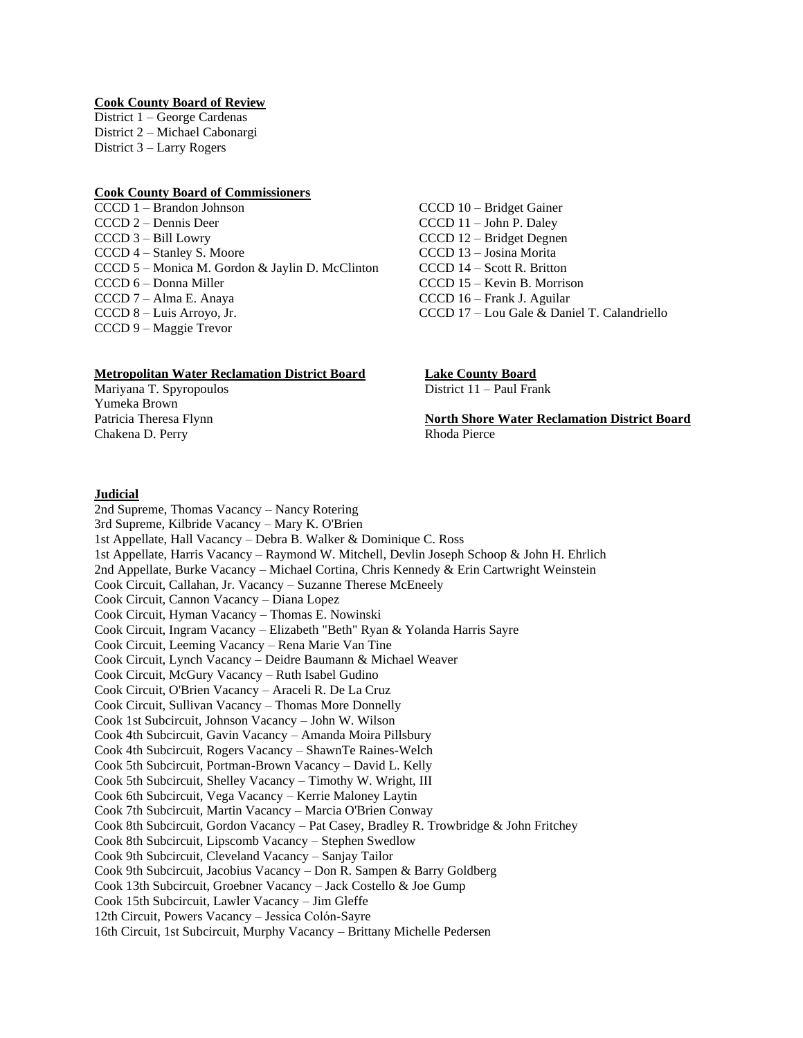**Cook County Board of Review**

District 1 – George Cardenas
District 2 – Michael Cabonargi
District 3 – Larry Rogers

**Cook County Board of Commissioners**

CCCD 1 – Brandon Johnson
CCCD 2 – Dennis Deer
CCCD 3 – Bill Lowry
CCCD 4 – Stanley S. Moore
CCCD 5 – Monica M. Gordon & Jaylin D. McClinton
CCCD 6 – Donna Miller
CCCD 7 – Alma E. Anaya
CCCD 8 – Luis Arroyo, Jr.
CCCD 9 – Maggie Trevor
CCCD 10 – Bridget Gainer
CCCD 11 – John P. Daley
CCCD 12 – Bridget Degnen
CCCD 13 – Josina Morita
CCCD 14 – Scott R. Britton
CCCD 15 – Kevin B. Morrison
CCCD 16 – Frank J. Aguilar
CCCD 17 – Lou Gale & Daniel T. Calandriello

**Metropolitan Water Reclamation District Board**

Mariyana T. Spyropoulos
Yumeka Brown
Patricia Theresa Flynn
Chakena D. Perry

**Lake County Board**

District 11 – Paul Frank

**North Shore Water Reclamation District Board**

Rhoda Pierce

**Judicial**

2nd Supreme, Thomas Vacancy – Nancy Rotering
3rd Supreme, Kilbride Vacancy – Mary K. O'Brien
1st Appellate, Hall Vacancy – Debra B. Walker & Dominique C. Ross
1st Appellate, Harris Vacancy – Raymond W. Mitchell, Devlin Joseph Schoop & John H. Ehrlich
2nd Appellate, Burke Vacancy – Michael Cortina, Chris Kennedy & Erin Cartwright Weinstein
Cook Circuit, Callahan, Jr. Vacancy – Suzanne Therese McEneely
Cook Circuit, Cannon Vacancy – Diana Lopez
Cook Circuit, Hyman Vacancy – Thomas E. Nowinski
Cook Circuit, Ingram Vacancy – Elizabeth "Beth" Ryan & Yolanda Harris Sayre
Cook Circuit, Leeming Vacancy – Rena Marie Van Tine
Cook Circuit, Lynch Vacancy – Deidre Baumann & Michael Weaver
Cook Circuit, McGury Vacancy – Ruth Isabel Gudino
Cook Circuit, O'Brien Vacancy – Araceli R. De La Cruz
Cook Circuit, Sullivan Vacancy – Thomas More Donnelly
Cook 1st Subcircuit, Johnson Vacancy – John W. Wilson
Cook 4th Subcircuit, Gavin Vacancy – Amanda Moira Pillsbury
Cook 4th Subcircuit, Rogers Vacancy – ShawnTe Raines-Welch
Cook 5th Subcircuit, Portman-Brown Vacancy – David L. Kelly
Cook 5th Subcircuit, Shelley Vacancy – Timothy W. Wright, III
Cook 6th Subcircuit, Vega Vacancy – Kerrie Maloney Laytin
Cook 7th Subcircuit, Martin Vacancy – Marcia O'Brien Conway
Cook 8th Subcircuit, Gordon Vacancy – Pat Casey, Bradley R. Trowbridge & John Fritchey
Cook 8th Subcircuit, Lipscomb Vacancy – Stephen Swedlow
Cook 9th Subcircuit, Cleveland Vacancy – Sanjay Tailor
Cook 9th Subcircuit, Jacobius Vacancy – Don R. Sampen & Barry Goldberg
Cook 13th Subcircuit, Groebner Vacancy – Jack Costello & Joe Gump
Cook 15th Subcircuit, Lawler Vacancy – Jim Gleffe
12th Circuit, Powers Vacancy – Jessica Colón-Sayre
16th Circuit, 1st Subcircuit, Murphy Vacancy – Brittany Michelle Pedersen